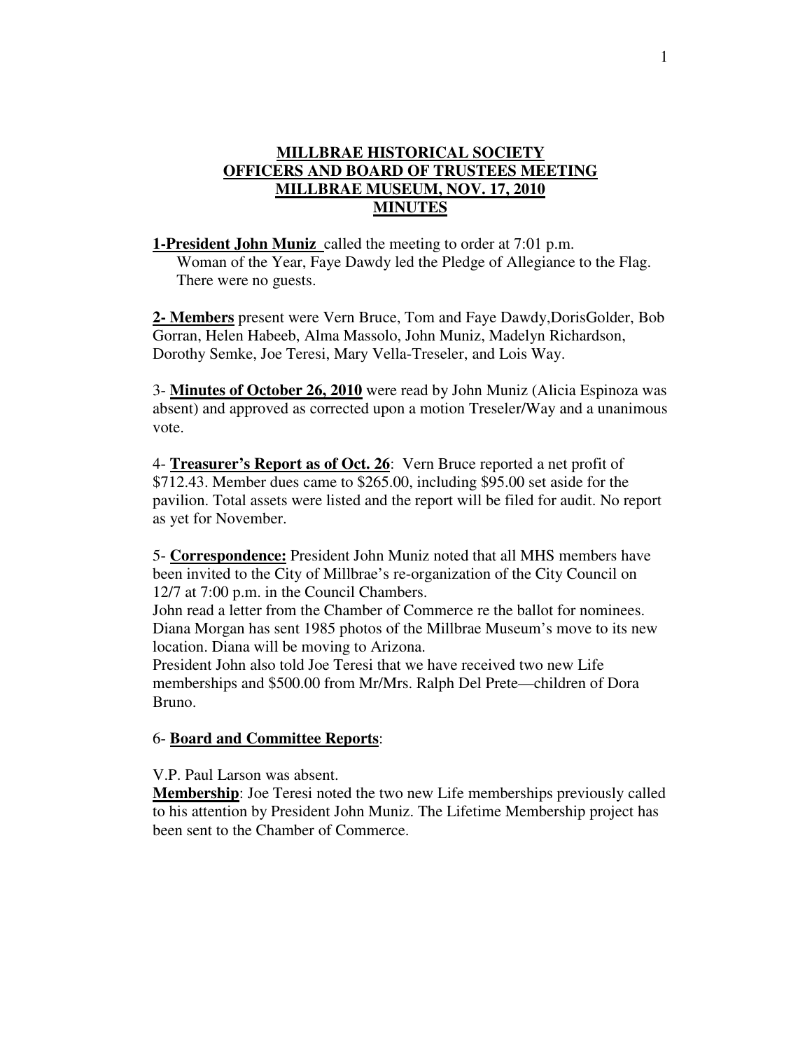# MILLBRAE HISTORICAL SOCIETY
# OFFICERS AND BOARD OF TRUSTEES MEETING
# MILLBRAE MUSEUM, NOV. 17, 2010
# MINUTES

**1-President John Muniz** called the meeting to order at 7:01 p.m.
Woman of the Year, Faye Dawdy led the Pledge of Allegiance to the Flag.
There were no guests.

**2- Members** present were Vern Bruce, Tom and Faye Dawdy,DorisGolder, Bob Gorran, Helen Habeeb, Alma Massolo, John Muniz, Madelyn Richardson, Dorothy Semke, Joe Teresi, Mary Vella-Treseler, and Lois Way.

3- **Minutes of October 26, 2010** were read by John Muniz (Alicia Espinoza was absent) and approved as corrected upon a motion Treseler/Way and a unanimous vote.

4- **Treasurer's Report as of Oct. 26**: Vern Bruce reported a net profit of $712.43. Member dues came to $265.00, including $95.00 set aside for the pavilion. Total assets were listed and the report will be filed for audit. No report as yet for November.

5- **Correspondence:** President John Muniz noted that all MHS members have been invited to the City of Millbrae's re-organization of the City Council on 12/7 at 7:00 p.m. in the Council Chambers.
John read a letter from the Chamber of Commerce re the ballot for nominees.
Diana Morgan has sent 1985 photos of the Millbrae Museum's move to its new location. Diana will be moving to Arizona.
President John also told Joe Teresi that we have received two new Life memberships and $500.00 from Mr/Mrs. Ralph Del Prete—children of Dora Bruno.

6- **Board and Committee Reports**:

V.P. Paul Larson was absent.
**Membership**: Joe Teresi noted the two new Life memberships previously called to his attention by President John Muniz. The Lifetime Membership project has been sent to the Chamber of Commerce.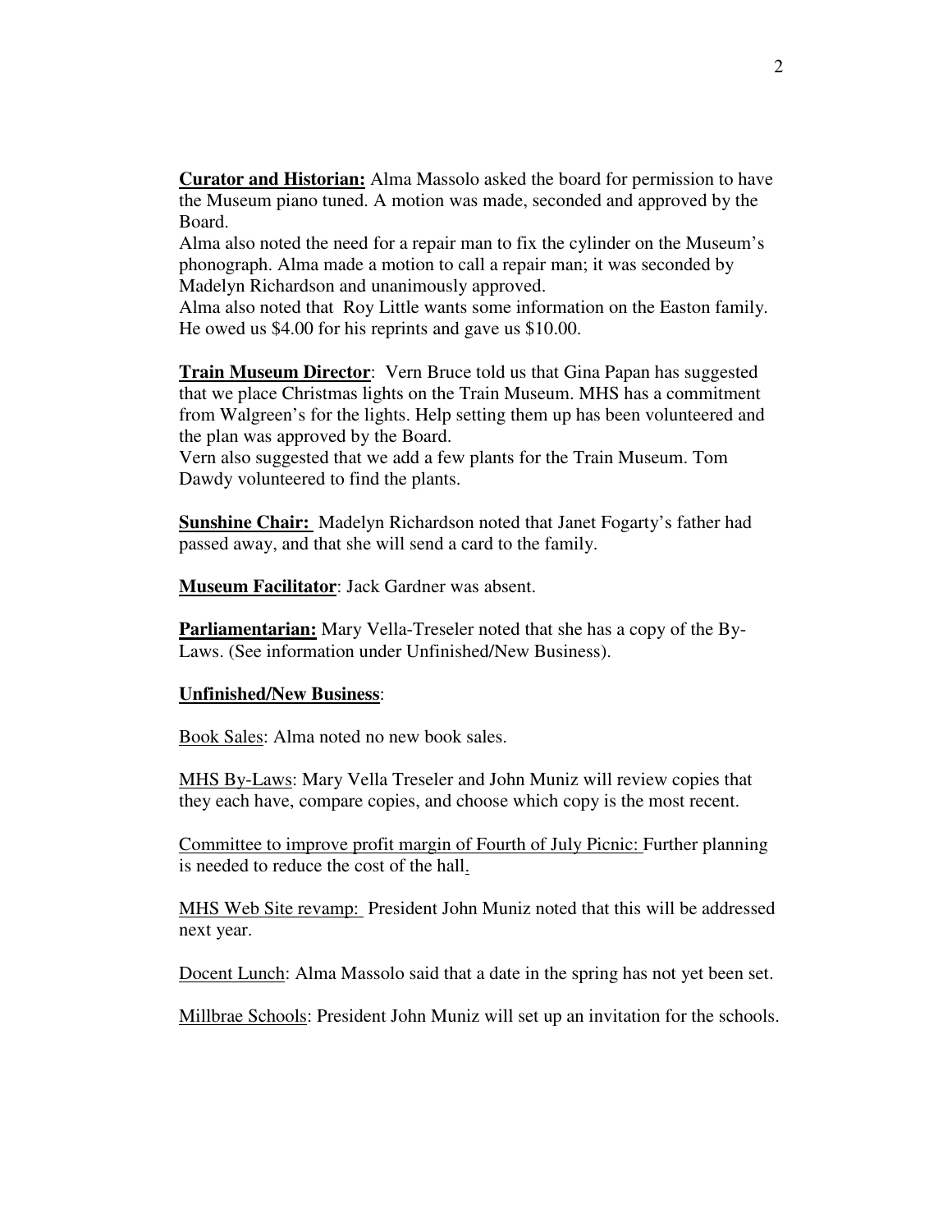**Curator and Historian:** Alma Massolo asked the board for permission to have the Museum piano tuned. A motion was made, seconded and approved by the Board.
Alma also noted the need for a repair man to fix the cylinder on the Museum's phonograph. Alma made a motion to call a repair man; it was seconded by Madelyn Richardson and unanimously approved.
Alma also noted that Roy Little wants some information on the Easton family. He owed us $4.00 for his reprints and gave us $10.00.

**Train Museum Director**: Vern Bruce told us that Gina Papan has suggested that we place Christmas lights on the Train Museum. MHS has a commitment from Walgreen's for the lights. Help setting them up has been volunteered and the plan was approved by the Board.
Vern also suggested that we add a few plants for the Train Museum. Tom Dawdy volunteered to find the plants.

**Sunshine Chair:** Madelyn Richardson noted that Janet Fogarty's father had passed away, and that she will send a card to the family.

**Museum Facilitator**: Jack Gardner was absent.

**Parliamentarian:** Mary Vella-Treseler noted that she has a copy of the By-Laws. (See information under Unfinished/New Business).

**Unfinished/New Business**:

Book Sales: Alma noted no new book sales.

MHS By-Laws: Mary Vella Treseler and John Muniz will review copies that they each have, compare copies, and choose which copy is the most recent.

Committee to improve profit margin of Fourth of July Picnic: Further planning is needed to reduce the cost of the hall.

MHS Web Site revamp: President John Muniz noted that this will be addressed next year.

Docent Lunch: Alma Massolo said that a date in the spring has not yet been set.

Millbrae Schools: President John Muniz will set up an invitation for the schools.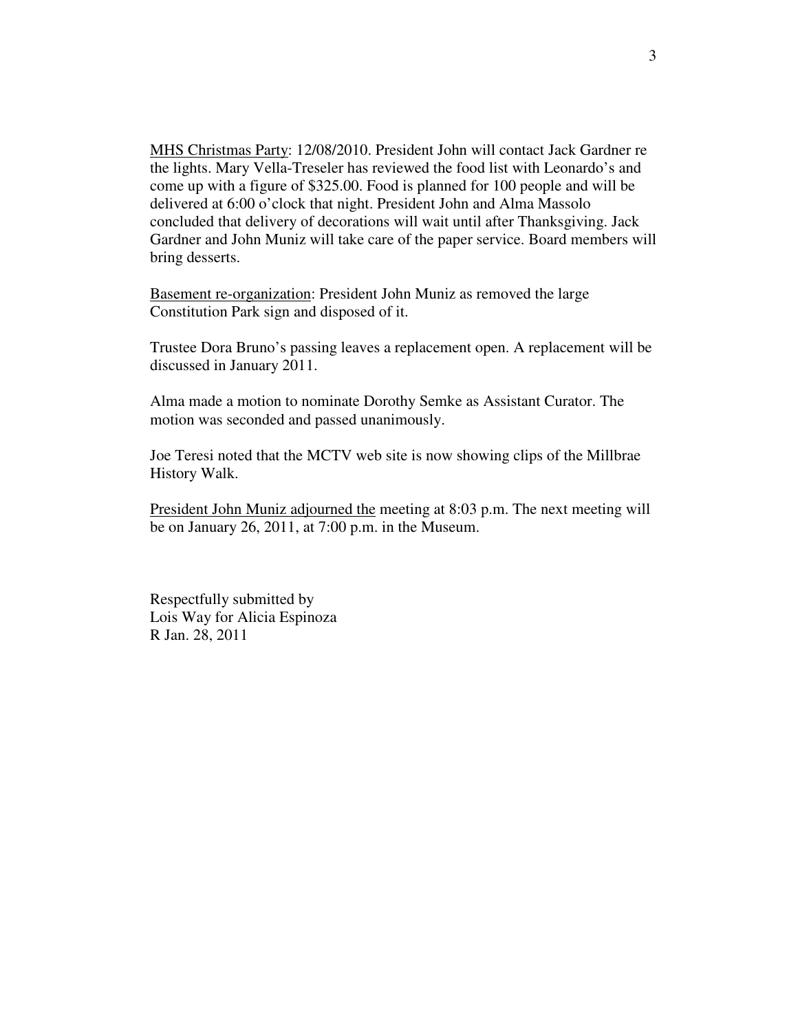<u>MHS Christmas Party</u>: 12/08/2010. President John will contact Jack Gardner re the lights. Mary Vella-Treseler has reviewed the food list with Leonardo's and come up with a figure of $325.00. Food is planned for 100 people and will be delivered at 6:00 o'clock that night. President John and Alma Massolo concluded that delivery of decorations will wait until after Thanksgiving. Jack Gardner and John Muniz will take care of the paper service. Board members will bring desserts.

<u>Basement re-organization</u>: President John Muniz as removed the large Constitution Park sign and disposed of it.

Trustee Dora Bruno's passing leaves a replacement open. A replacement will be discussed in January 2011.

Alma made a motion to nominate Dorothy Semke as Assistant Curator. The motion was seconded and passed unanimously.

Joe Teresi noted that the MCTV web site is now showing clips of the Millbrae History Walk.

<u>President John Muniz adjourned the</u> meeting at 8:03 p.m. The next meeting will be on January 26, 2011, at 7:00 p.m. in the Museum.

Respectfully submitted by
Lois Way for Alicia Espinoza
R Jan. 28, 2011